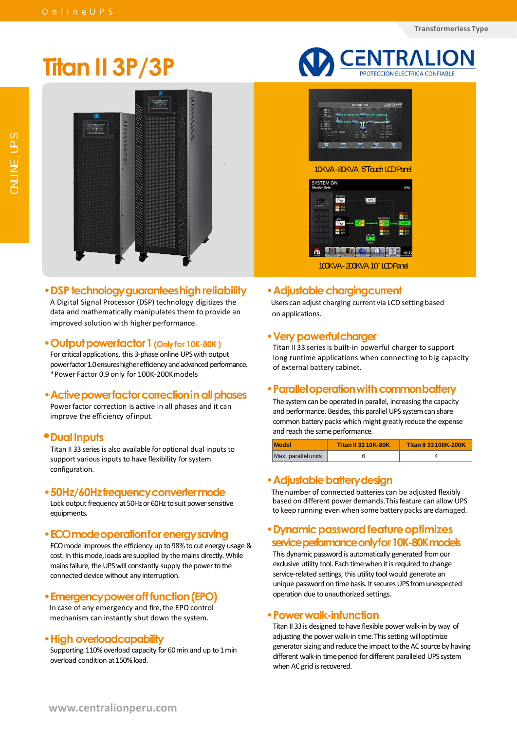Transformerless Type

# Titan II 3P/3P

CENTRALION
PROTECCIÓN ELÉCTRICA CONFIABLE

10KVA-80KVA 5"Touch LCD Panel

100KVA-200KVA 10" LCD Panel

## • DSP technology guarantees high reliability

A Digital Signal Processor (DSP) technology digitizes the data and mathematically manipulates them to provide an improved solution with higher performance.

## • Output power factor 1 (Only for 10K-80K)

For critical applications, this 3-phase online UPS with output power factor 1.0 ensures higher efficiency and advanced performance.
*Power Factor 0.9 only for 100K-200K models

## • Active power factor correction in all phases

Power factor correction is active in all phases and it can improve the efficiency of input.

## • Dual Inputs

Titan II 33 series is also available for optional dual inputs to support various inputs to have flexibility for system configuration.

## • 50Hz/60Hz frequency converter mode

Lock output frequency at 50Hz or 60Hz to suit power sensitive equipments.

## • ECO mode operation for energy saving

ECO mode improves the efficiency up to 98% to cut energy usage & cost. In this mode, loads are supplied by the mains directly. While mains failure, the UPS will constantly supply the power to the connected device without any interruption.

## • Emergency power off function (EPO)

In case of any emergency and fire, the EPO control mechanism can instantly shut down the system.

## • High overload capability

Supporting 110% overload capacity for 60 min and up to 1 min overload condition at 150% load.

## • Adjustable charging current

Users can adjust charging current via LCD setting based on applications.

## • Very powerful charger

Titan II 33 series is built-in powerful charger to support long runtime applications when connecting to big capacity of external battery cabinet.

## • Parallel operation with common battery

The system can be operated in parallel, increasing the capacity and performance. Besides, this parallel UPS system can share common battery packs which might greatly reduce the expense and reach the same performance.

| Model | Titan II 33 10K-80K | Titan II 33 100K-200K |
|---|---|---|
| Max. parallel units | 6 | 4 |

## • Adjustable battery design

The number of connected batteries can be adjusted flexibly based on different power demands. This feature can allow UPS to keep running even when some battery packs are damaged.

## • Dynamic password feature optimizes service performance only for 10K-80K models

This dynamic password is automatically generated from our exclusive utility tool. Each time when it is required to change service-related settings, this utility tool would generate an unique password on time basis. It secures UPS from unexpected operation due to unauthorized settings.

## • Power walk-in function

Titan II 33 is designed to have flexible power walk-in by way of adjusting the power walk-in time. This setting will optimize generator sizing and reduce the impact to the AC source by having different walk-in time period for different paralleled UPS system when AC grid is recovered.

www.centralionperu.com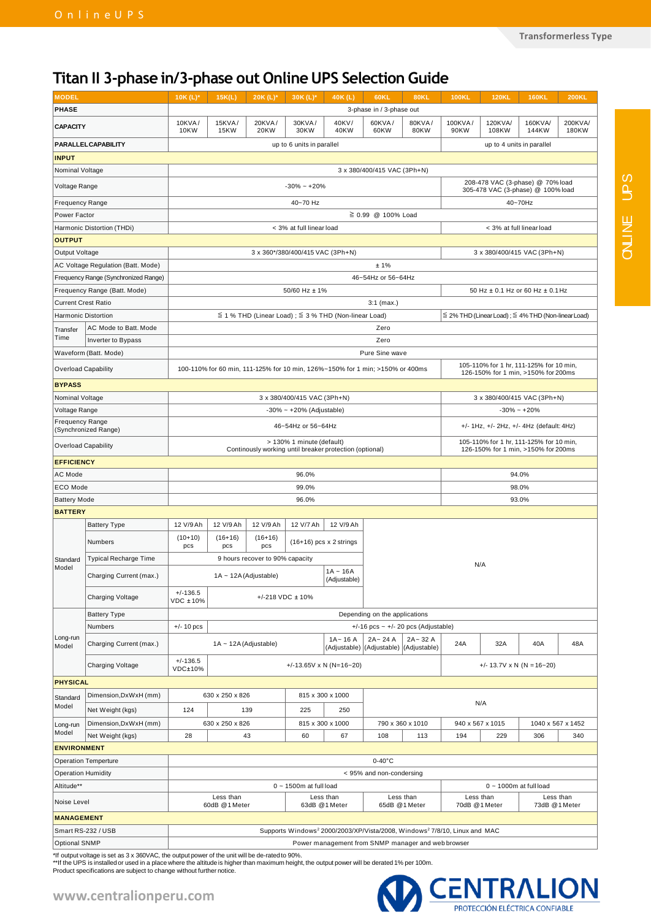# Titan II 3-phase in/3-phase out Online UPS Selection Guide

| MODEL | | 10K (L)* | 15K(L) | 20K (L)* | 30K (L)* | 40K (L) | 60KL | 80KL | 100KL | 120KL | 160KL | 200KL |
|---|---|---|---|---|---|---|---|---|---|---|---|---|
| PHASE | | 3-phase in / 3-phase out | | | | | | | | | | |
| CAPACITY | | 10KVA / 10KW | 15KVA / 15KW | 20KVA / 20KW | 30KVA / 30KW | 40KV / 40KW | 60KVA / 60KW | 80KVA / 80KW | 100KVA / 90KW | 120KVA/ 108KW | 160KVA/ 144KW | 200KVA/ 180KW |
| PARALLEL CAPABILITY | | up to 6 units in parallel | | | | | | | up to 4 units in parallel | | | |
| **INPUT** | | | | | | | | | | | | |
| Nominal Voltage | | 3 x 380/400/415 VAC (3Ph+N) | | | | | | | | | | |
| Voltage Range | | -30% ~ +20% | | | | | | | 208-478 VAC (3-phase) @ 70% load 305-478 VAC (3-phase) @ 100% load | | | |
| Frequency Range | | 40~70 Hz | | | | | | | 40~70Hz | | | |
| Power Factor | | ≧ 0.99 @ 100% Load | | | | | | | | | | |
| Harmonic Distortion (THDi) | | < 3% at full linear load | | | | | | | < 3% at full linear load | | | |
| **OUTPUT** | | | | | | | | | | | | |
| Output Voltage | | 3 x 360*/380/400/415 VAC (3Ph+N) | | | | | | | 3 x 380/400/415 VAC (3Ph+N) | | | |
| AC Voltage Regulation (Batt. Mode) | | ± 1% | | | | | | | | | | |
| Frequency Range (Synchronized Range) | | 46~54Hz or 56~64Hz | | | | | | | | | | |
| Frequency Range (Batt. Mode) | | 50/60 Hz ± 1% | | | | | | | 50 Hz ± 0.1 Hz or 60 Hz ± 0.1 Hz | | | |
| Current Crest Ratio | | 3:1 (max.) | | | | | | | | | | |
| Harmonic Distortion | | ≦ 1 % THD (Linear Load) ; ≦ 3 % THD (Non-linear Load) | | | | | | | ≦ 2% THD (Linear Load) ; ≦ 4% THD (Non-linear Load) | | | |
| Transfer Time | AC Mode to Batt. Mode | Zero | | | | | | | | | | |
| | Inverter to Bypass | Zero | | | | | | | | | | |
| Waveform (Batt. Mode) | | Pure Sine wave | | | | | | | | | | |
| Overload Capability | | 100-110% for 60 min, 111-125% for 10 min, 126%~150% for 1 min; >150% or 400ms | | | | | | | 105-110% for 1 hr, 111-125% for 10 min, 126-150% for 1 min, >150% for 200ms | | | |
| **BYPASS** | | | | | | | | | | | | |
| Nominal Voltage | | 3 x 380/400/415 VAC (3Ph+N) | | | | | | | 3 x 380/400/415 VAC (3Ph+N) | | | |
| Voltage Range | | -30% ~ +20% (Adjustable) | | | | | | | -30% ~ +20% | | | |
| Frequency Range (Synchronized Range) | | 46~54Hz or 56~64Hz | | | | | | | +/- 1Hz, +/- 2Hz, +/- 4Hz (default: 4Hz) | | | |
| Overload Capability | | > 130% 1 minute (default) Continously working until breaker protection (optional) | | | | | | | 105-110% for 1 hr, 111-125% for 10 min, 126-150% for 1 min, >150% for 200ms | | | |
| **EFFICIENCY** | | | | | | | | | | | | |
| AC Mode | | 96.0% | | | | | | | 94.0% | | | |
| ECO Mode | | 99.0% | | | | | | | 98.0% | | | |
| Battery Mode | | 96.0% | | | | | | | 93.0% | | | |
| **BATTERY** | | | | | | | | | | | | |
| Standard Model | Battery Type | 12 V/9 Ah | 12 V/9 Ah | 12 V/9 Ah | 12 V/7 Ah | 12 V/9 Ah | N/A | | | | | |
| | Numbers | (10+10) pcs | (16+16) pcs | (16+16) pcs | (16+16) pcs x 2 strings | | | | | | | |
| | Typical Recharge Time | 9 hours recover to 90% capacity | | | | | | | | | | |
| | Charging Current (max.) | 1A ~ 12A (Adjustable) | | | | 1A ~ 16A (Adjustable) | | | | | | |
| | Charging Voltage | +/-136.5 VDC ± 10% | +/-218 VDC ± 10% | | | | | | | | | |
| Long-run Model | Battery Type | Depending on the applications | | | | | | | | | | |
| | Numbers | +/- 10 pcs | +/-16 pcs ~ +/- 20 pcs (Adjustable) | | | | | | | | | |
| | Charging Current (max.) | 1A ~ 12A (Adjustable) | | | | 1A~ 16 A (Adjustable) | 2A~ 24 A (Adjustable) | 2A~ 32 A (Adjustable) | 24A | 32A | 40A | 48A |
| | Charging Voltage | +/-136.5 VDC±10% | +/-13.65V x N (N=16~20) | | | | | | +/- 13.7V x N (N =16~20) | | | |
| **PHYSICAL** | | | | | | | | | | | | |
| Standard Model | Dimension,DxWxH (mm) | 630 x 250 x 826 | | | 815 x 300 x 1000 | | N/A | | | | | |
| | Net Weight (kgs) | 124 | 139 | | 225 | 250 | | | | | | |
| Long-run Model | Dimension,DxWxH (mm) | 630 x 250 x 826 | | | 815 x 300 x 1000 | | 790 x 360 x 1010 | | 940 x 567 x 1015 | | 1040 x 567 x 1452 | |
| | Net Weight (kgs) | 28 | 43 | | 60 | 67 | 108 | 113 | 194 | 229 | 306 | 340 |
| **ENVIRONMENT** | | | | | | | | | | | | |
| Operation Temperture | | 0-40°C | | | | | | | | | | |
| Operation Humidity | | < 95% and non-condersing | | | | | | | | | | |
| Altitude** | | 0 ~ 1500m at full load | | | | | | | 0 ~ 1000m at full load | | | |
| Noise Level | | Less than 60dB @1Meter | | | Less than 63dB @1Meter | | Less than 65dB @1Meter | | Less than 70dB @1Meter | | Less than 73dB @1Meter | |
| **MANAGEMENT** | | | | | | | | | | | | |
| Smart RS-232 / USB | | Supports Windows² 2000/2003/XP/Vista/2008, Windows² 7/8/10, Linux and MAC | | | | | | | | | | |
| Optional SNMP | | Power management from SNMP manager and web browser | | | | | | | | | | |

*If output voltage is set as 3 x 360VAC, the output power of the unit will be de-rated to 90%.
**If the UPS is installed or used in a place where the altitude is higher than maximum height, the output power will be derated 1% per 100m.
Product specifications are subject to change without further notice.

www.centralionperu.com

CENTRALION
PROTECCIÓN ELÉCTRICA CONFIABLE